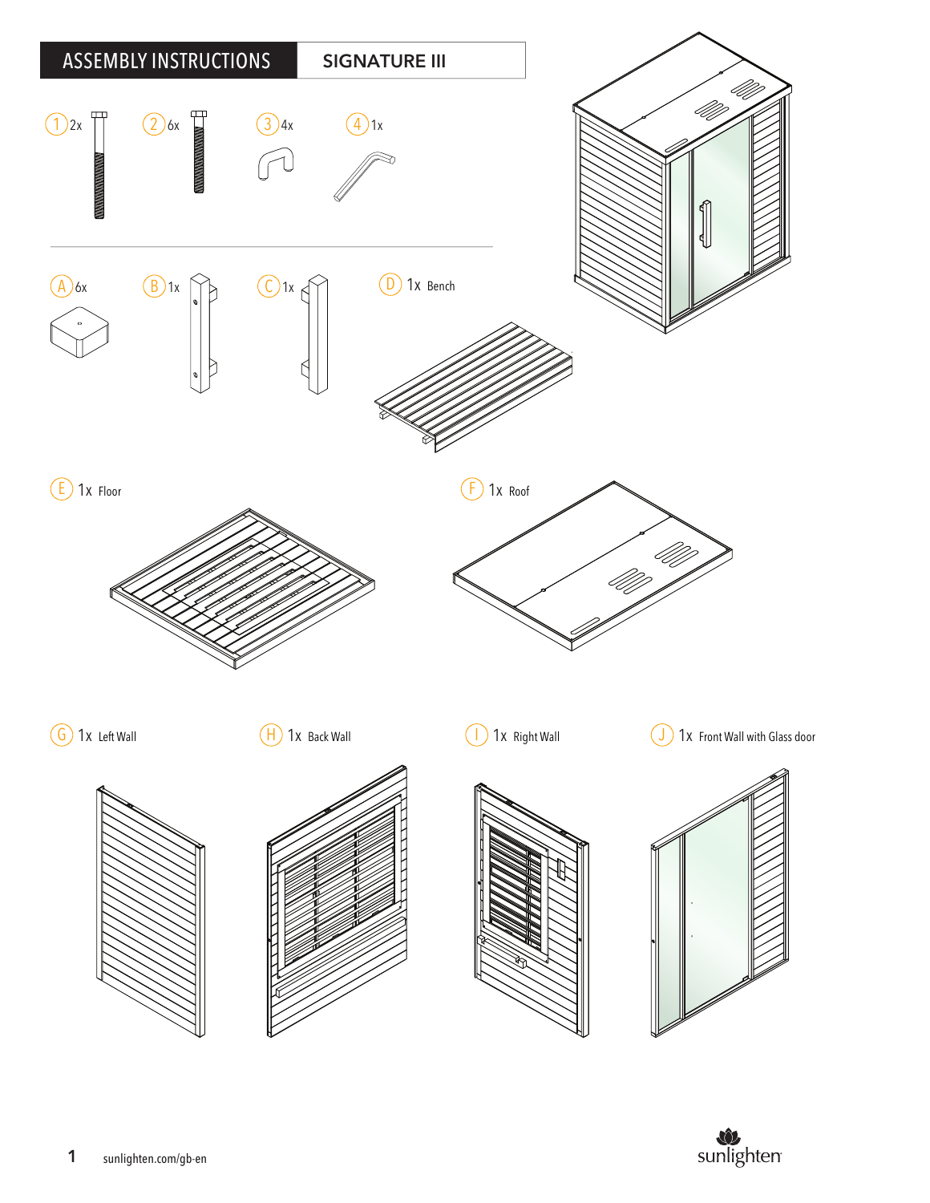# ASSEMBLY INSTRUCTIONS

## SIGNATURE III

1 2x

2 6x

3 4x

4 1x

A 6x

B 1x

C 1x

D 1x Bench

E 1x Floor

F 1x Roof

G 1x Left Wall

H 1x Back Wall

I 1x Right Wall

J 1x Front Wall with Glass door

sunlighten.com/gb-en

sunlighten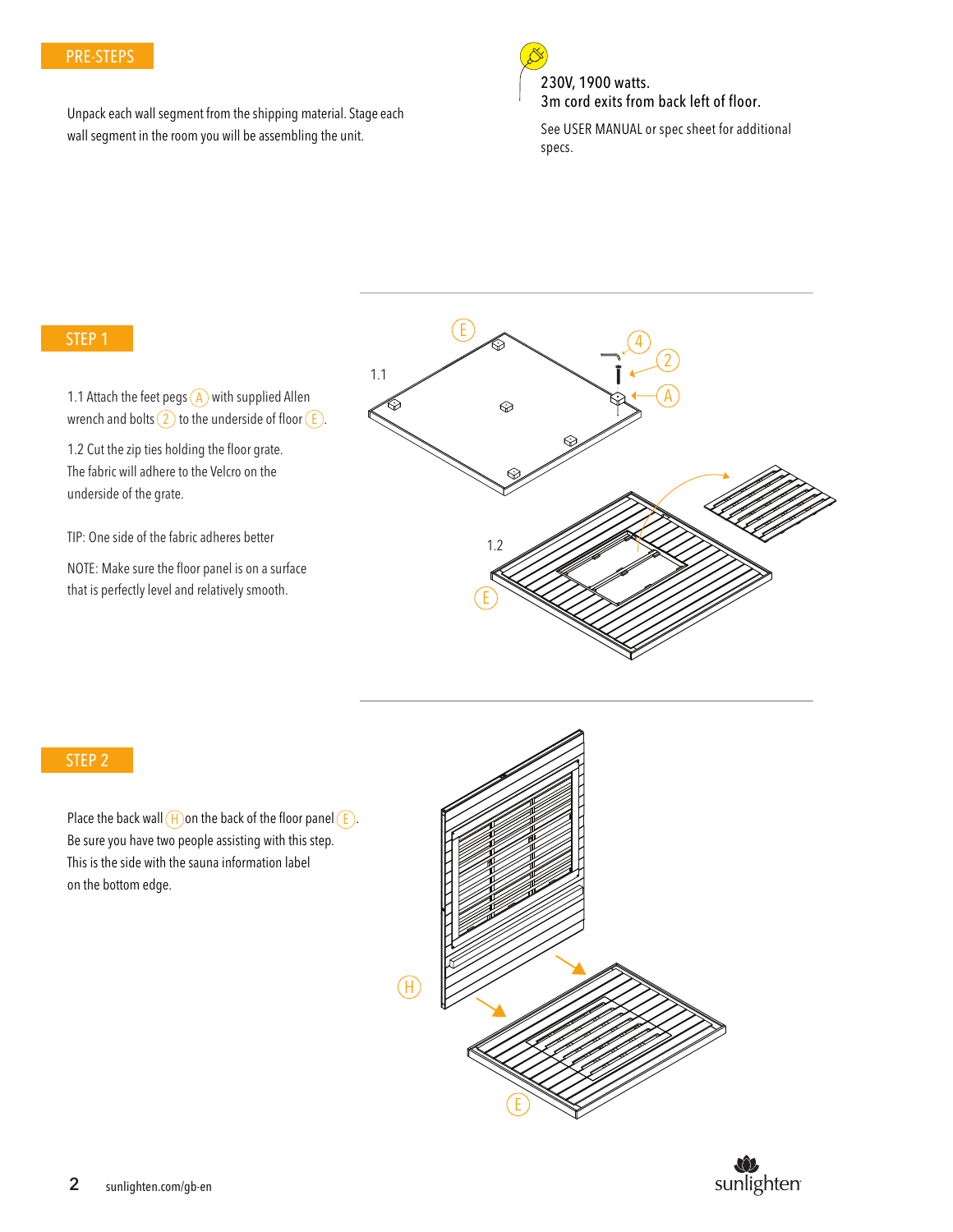## PRE-STEPS

Unpack each wall segment from the shipping material. Stage each wall segment in the room you will be assembling the unit.

230V, 1900 watts.
3m cord exits from back left of floor.

See USER MANUAL or spec sheet for additional specs.

## STEP 1

1.1 Attach the feet pegs (A) with supplied Allen wrench and bolts (2) to the underside of floor (E).

1.2 Cut the zip ties holding the floor grate. The fabric will adhere to the Velcro on the underside of the grate.

TIP: One side of the fabric adheres better

NOTE: Make sure the floor panel is on a surface that is perfectly level and relatively smooth.

## STEP 2

Place the back wall (H) on the back of the floor panel (E). Be sure you have two people assisting with this step. This is the side with the sauna information label on the bottom edge.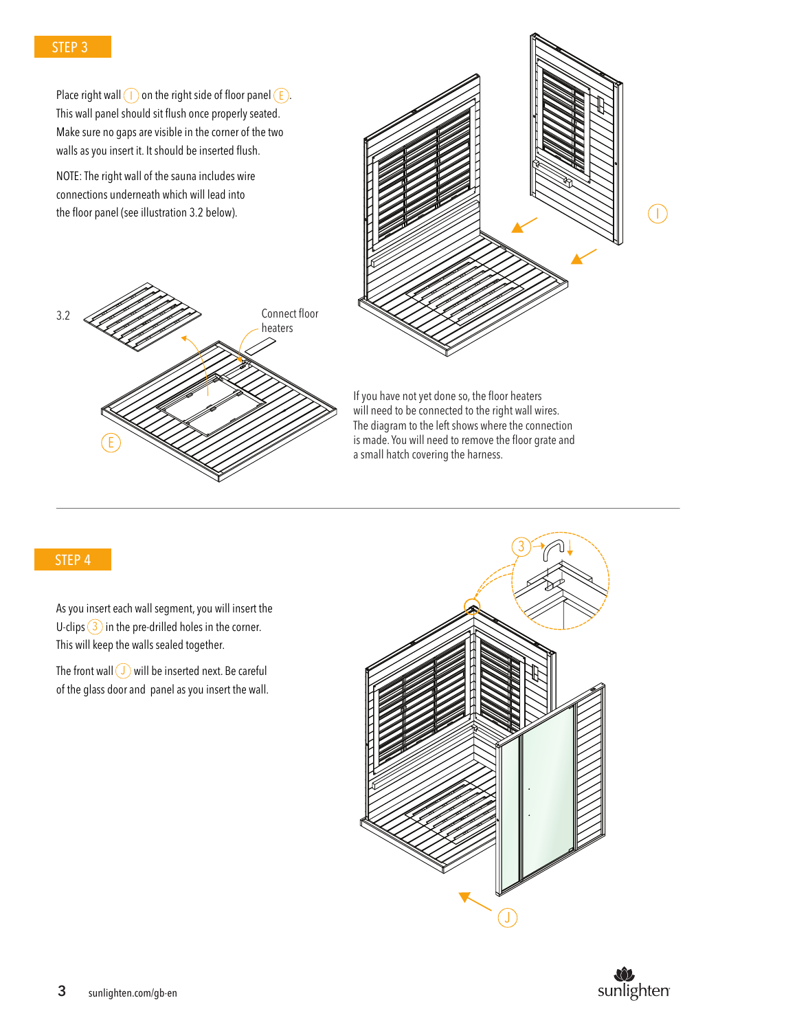## STEP 3

Place right wall (I) on the right side of floor panel (E). This wall panel should sit flush once properly seated. Make sure no gaps are visible in the corner of the two walls as you insert it. It should be inserted flush.

NOTE: The right wall of the sauna includes wire connections underneath which will lead into the floor panel (see illustration 3.2 below).

3.2

Connect floor heaters

If you have not yet done so, the floor heaters will need to be connected to the right wall wires. The diagram to the left shows where the connection is made. You will need to remove the floor grate and a small hatch covering the harness.

## STEP 4

As you insert each wall segment, you will insert the U-clips (3) in the pre-drilled holes in the corner. This will keep the walls sealed together.

The front wall (J) will be inserted next. Be careful of the glass door and panel as you insert the wall.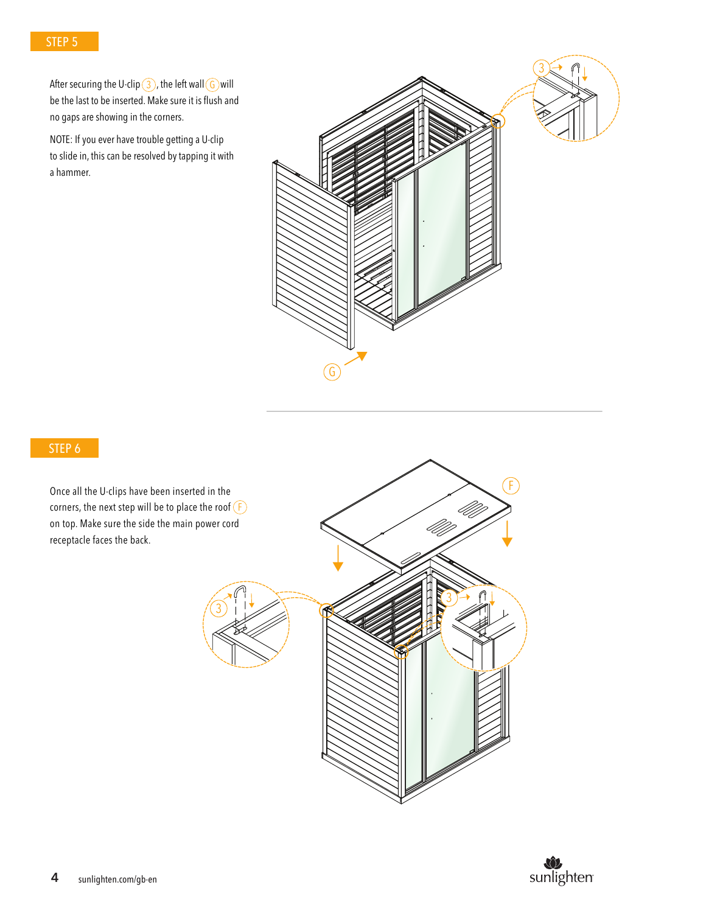## STEP 5

After securing the U-clip (3), the left wall (G) will be the last to be inserted. Make sure it is flush and no gaps are showing in the corners.

NOTE: If you ever have trouble getting a U-clip to slide in, this can be resolved by tapping it with a hammer.

## STEP 6

Once all the U-clips have been inserted in the corners, the next step will be to place the roof (F) on top. Make sure the side the main power cord receptacle faces the back.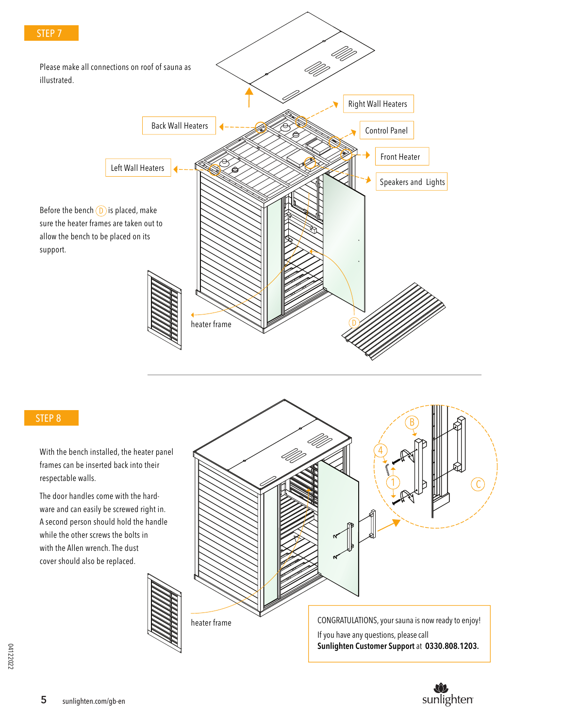## STEP 7

Please make all connections on roof of sauna as illustrated.

Right Wall Heaters

Back Wall Heaters

Control Panel

Front Heater

Left Wall Heaters

Speakers and Lights

Before the bench (D) is placed, make sure the heater frames are taken out to allow the bench to be placed on its support.

heater frame

D

## STEP 8

With the bench installed, the heater panel frames can be inserted back into their respectable walls.

The door handles come with the hardware and can easily be screwed right in. A second person should hold the handle while the other screws the bolts in with the Allen wrench. The dust cover should also be replaced.

B

4

1

C

heater frame

CONGRATULATIONS, your sauna is now ready to enjoy!

If you have any questions, please call **Sunlighten Customer Support** at **0330.808.1203.**

sunlighten.com/gb-en

sunlighten

04122022